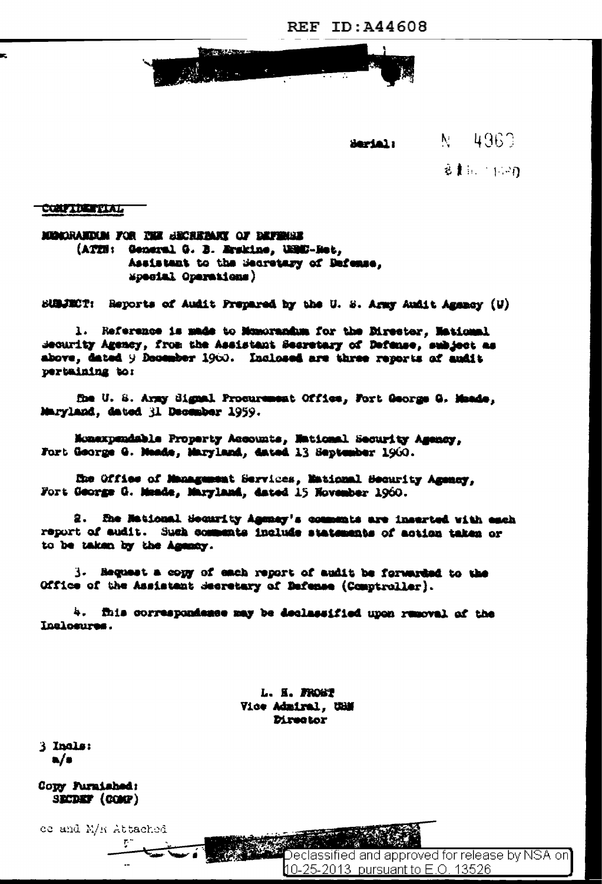REF ID:A44608

Serial: N 4963

21 Dec 1960

CONFIDENTIAL

MEMORANDUM FOR THE SECRETARY OF DEFENSE
(ATTN: General G. B. Erskine, USMC-Ret,
Assistant to the Secretary of Defense,
Special Operations)

SUBJECT: Reports of Audit Prepared by the U. S. Army Audit Agency (U)

1. Reference is made to Memorandum for the Director, National Security Agency, from the Assistant Secretary of Defense, subject as above, dated 9 December 1960. Inclosed are three reports of audit pertaining to:

The U. S. Army Signal Procurement Office, Fort George G. Meade, Maryland, dated 31 December 1959.

Nonexpendable Property Accounts, National Security Agency, Fort George G. Meade, Maryland, dated 13 September 1960.

The Office of Management Services, National Security Agency, Fort George G. Meade, Maryland, dated 15 November 1960.

2. The National Security Agency's comments are inserted with each report of audit. Such comments include statements of action taken or to be taken by the Agency.

3. Request a copy of each report of audit be forwarded to the Office of the Assistant Secretary of Defense (Comptroller).

4. This correspondence may be declassified upon removal of the Inclosures.

L. H. FROST
Vice Admiral, USN
Director

3 Incls:
a/s

Copy Furnished:
SECDEF (COMP)

cc and M/R Attached

Declassified and approved for release by NSA on 10-25-2013 pursuant to E.O. 13526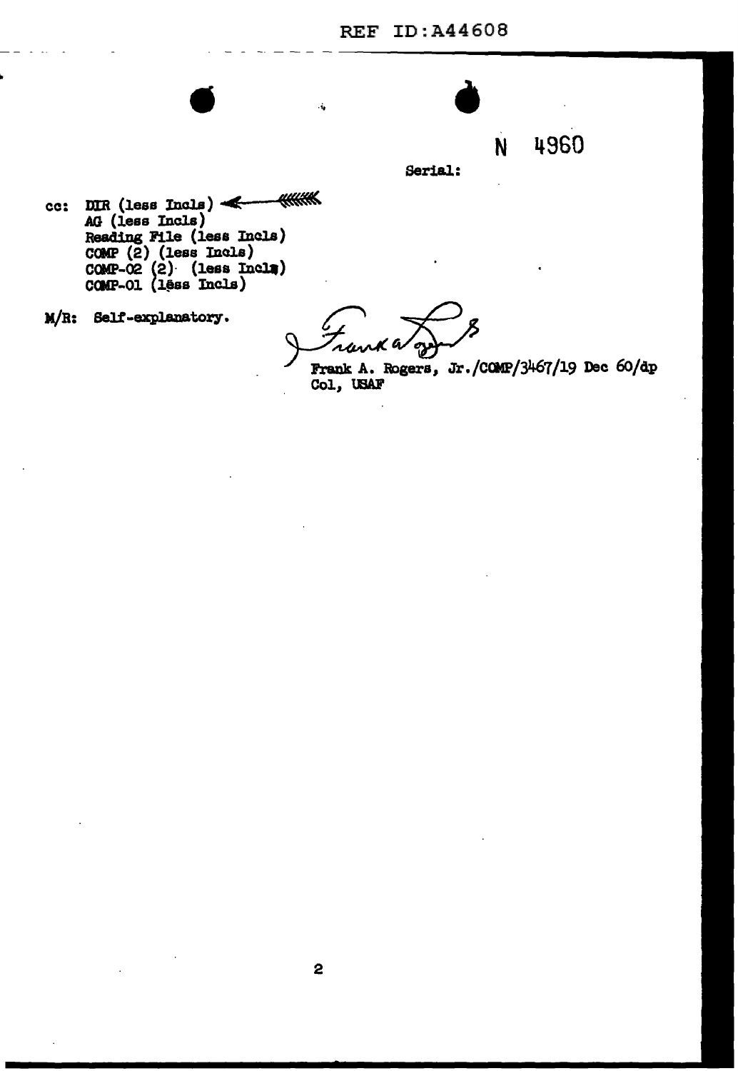REF ID:A44608

N 4960

Serial:

cc: DIR (less Incls)
AG (less Incls)
Reading File (less Incls)
COMP (2) (less Incls)
COMP-02 (2) (less Incls)
COMP-01 (less Incls)

M/R: Self-explanatory.

Frank A. Rogers, Jr./COMP/3467/19 Dec 60/dp
Col, USAF